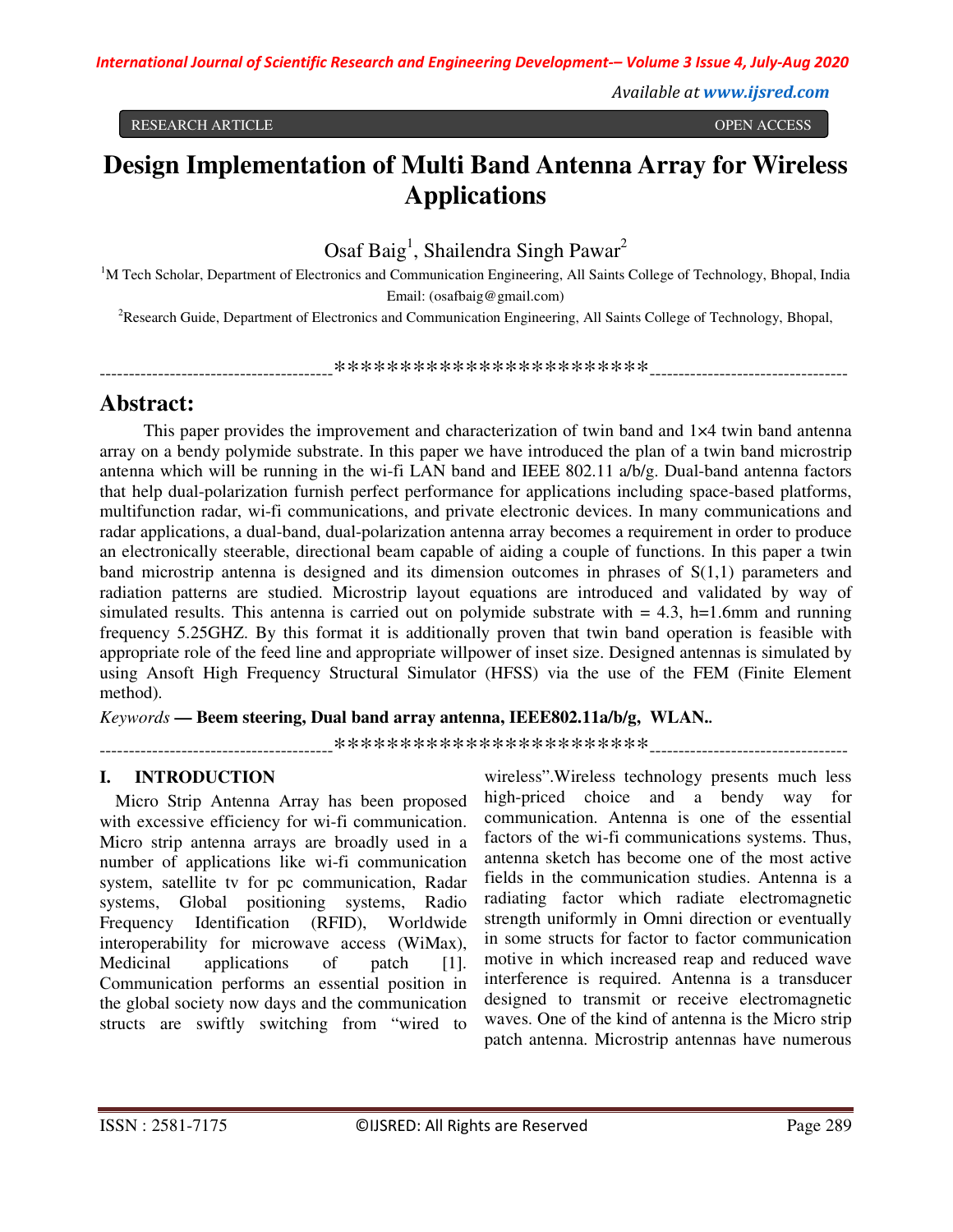RESEARCH ARTICLE OPEN ACCESS

# Design Implementation of Multi Band Antenna Array for Wireless Applications

Osaf Baig[1], Shailendra Singh Pawar[2]

[1]M Tech Scholar, Department of Electronics and Communication Engineering, All Saints College of Technology, Bhopal, India
Email: (osafbaig@gmail.com)

[2]Research Guide, Department of Electronics and Communication Engineering, All Saints College of Technology, Bhopal,

----------------------------------------************************----------------------------------

## Abstract:

This paper provides the improvement and characterization of twin band and 1×4 twin band antenna array on a bendy polymide substrate. In this paper we have introduced the plan of a twin band microstrip antenna which will be running in the wi-fi LAN band and IEEE 802.11 a/b/g. Dual-band antenna factors that help dual-polarization furnish perfect performance for applications including space-based platforms, multifunction radar, wi-fi communications, and private electronic devices. In many communications and radar applications, a dual-band, dual-polarization antenna array becomes a requirement in order to produce an electronically steerable, directional beam capable of aiding a couple of functions. In this paper a twin band microstrip antenna is designed and its dimension outcomes in phrases of S(1,1) parameters and radiation patterns are studied. Microstrip layout equations are introduced and validated by way of simulated results. This antenna is carried out on polymide substrate with = 4.3, h=1.6mm and running frequency 5.25GHZ. By this format it is additionally proven that twin band operation is feasible with appropriate role of the feed line and appropriate willpower of inset size. Designed antennas is simulated by using Ansoft High Frequency Structural Simulator (HFSS) via the use of the FEM (Finite Element method).

*Keywords* **— Beem steering, Dual band array antenna, IEEE802.11a/b/g, WLAN..**

----------------------------------------************************----------------------------------

## I. INTRODUCTION

Micro Strip Antenna Array has been proposed with excessive efficiency for wi-fi communication. Micro strip antenna arrays are broadly used in a number of applications like wi-fi communication system, satellite tv for pc communication, Radar systems, Global positioning systems, Radio Frequency Identification (RFID), Worldwide interoperability for microwave access (WiMax), Medicinal applications of patch [1]. Communication performs an essential position in the global society now days and the communication structs are swiftly switching from "wired to wireless".Wireless technology presents much less high-priced choice and a bendy way for communication. Antenna is one of the essential factors of the wi-fi communications systems. Thus, antenna sketch has become one of the most active fields in the communication studies. Antenna is a radiating factor which radiate electromagnetic strength uniformly in Omni direction or eventually in some structs for factor to factor communication motive in which increased reap and reduced wave interference is required. Antenna is a transducer designed to transmit or receive electromagnetic waves. One of the kind of antenna is the Micro strip patch antenna. Microstrip antennas have numerous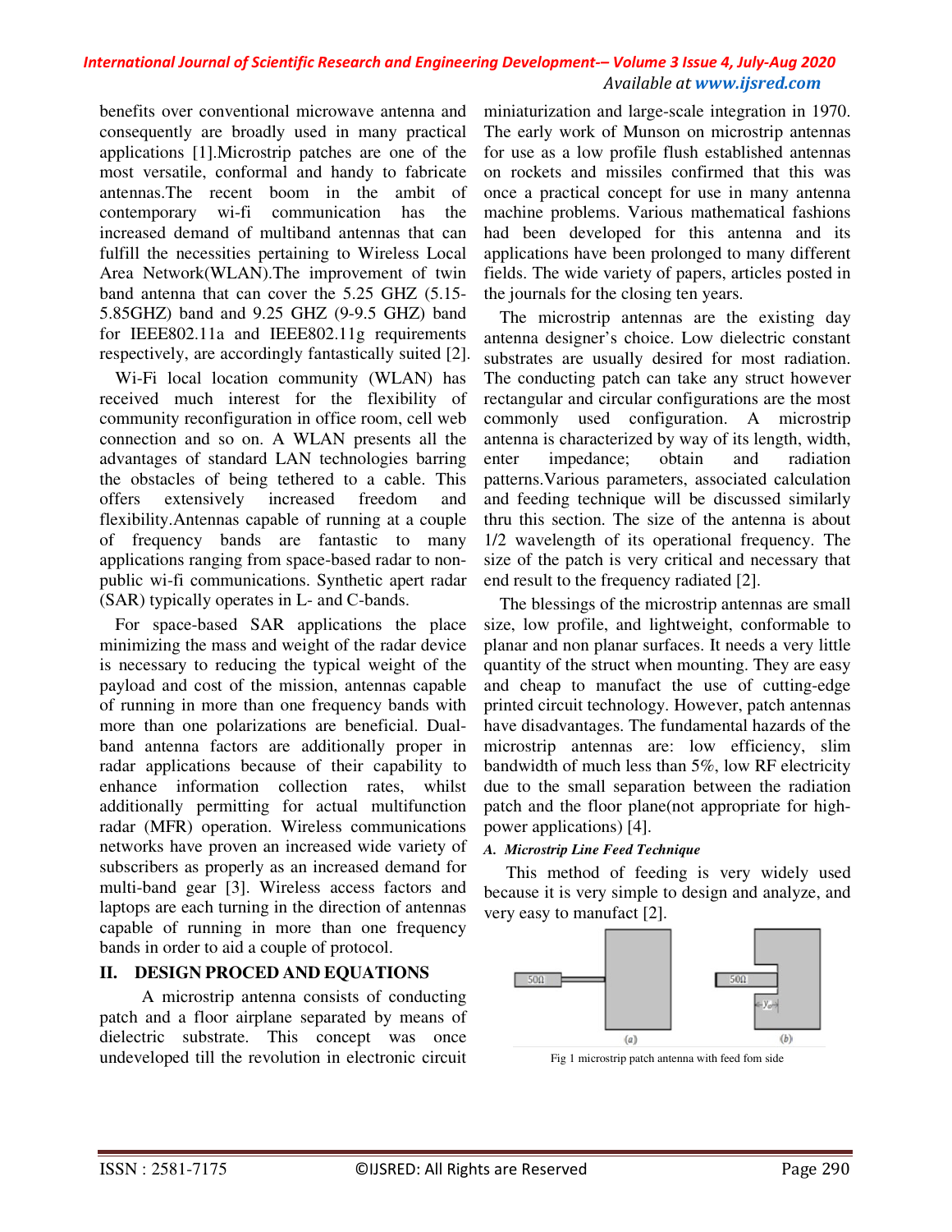benefits over conventional microwave antenna and consequently are broadly used in many practical applications [1].Microstrip patches are one of the most versatile, conformal and handy to fabricate antennas.The recent boom in the ambit of contemporary wi-fi communication has the increased demand of multiband antennas that can fulfill the necessities pertaining to Wireless Local Area Network(WLAN).The improvement of twin band antenna that can cover the 5.25 GHZ (5.15-5.85GHZ) band and 9.25 GHZ (9-9.5 GHZ) band for IEEE802.11a and IEEE802.11g requirements respectively, are accordingly fantastically suited [2].

Wi-Fi local location community (WLAN) has received much interest for the flexibility of community reconfiguration in office room, cell web connection and so on. A WLAN presents all the advantages of standard LAN technologies barring the obstacles of being tethered to a cable. This offers extensively increased freedom and flexibility.Antennas capable of running at a couple of frequency bands are fantastic to many applications ranging from space-based radar to non-public wi-fi communications. Synthetic apert radar (SAR) typically operates in L- and C-bands.

For space-based SAR applications the place minimizing the mass and weight of the radar device is necessary to reducing the typical weight of the payload and cost of the mission, antennas capable of running in more than one frequency bands with more than one polarizations are beneficial. Dual-band antenna factors are additionally proper in radar applications because of their capability to enhance information collection rates, whilst additionally permitting for actual multifunction radar (MFR) operation. Wireless communications networks have proven an increased wide variety of subscribers as properly as an increased demand for multi-band gear [3]. Wireless access factors and laptops are each turning in the direction of antennas capable of running in more than one frequency bands in order to aid a couple of protocol.

## II. DESIGN PROCED AND EQUATIONS

A microstrip antenna consists of conducting patch and a floor airplane separated by means of dielectric substrate. This concept was once undeveloped till the revolution in electronic circuit miniaturization and large-scale integration in 1970. The early work of Munson on microstrip antennas for use as a low profile flush established antennas on rockets and missiles confirmed that this was once a practical concept for use in many antenna machine problems. Various mathematical fashions had been developed for this antenna and its applications have been prolonged to many different fields. The wide variety of papers, articles posted in the journals for the closing ten years.

The microstrip antennas are the existing day antenna designer's choice. Low dielectric constant substrates are usually desired for most radiation. The conducting patch can take any struct however rectangular and circular configurations are the most commonly used configuration. A microstrip antenna is characterized by way of its length, width, enter impedance; obtain and radiation patterns.Various parameters, associated calculation and feeding technique will be discussed similarly thru this section. The size of the antenna is about 1/2 wavelength of its operational frequency. The size of the patch is very critical and necessary that end result to the frequency radiated [2].

The blessings of the microstrip antennas are small size, low profile, and lightweight, conformable to planar and non planar surfaces. It needs a very little quantity of the struct when mounting. They are easy and cheap to manufact the use of cutting-edge printed circuit technology. However, patch antennas have disadvantages. The fundamental hazards of the microstrip antennas are: low efficiency, slim bandwidth of much less than 5%, low RF electricity due to the small separation between the radiation patch and the floor plane(not appropriate for high-power applications) [4].

### *A. Microstrip Line Feed Technique*

This method of feeding is very widely used because it is very simple to design and analyze, and very easy to manufact [2].

Fig 1 microstrip patch antenna with feed fom side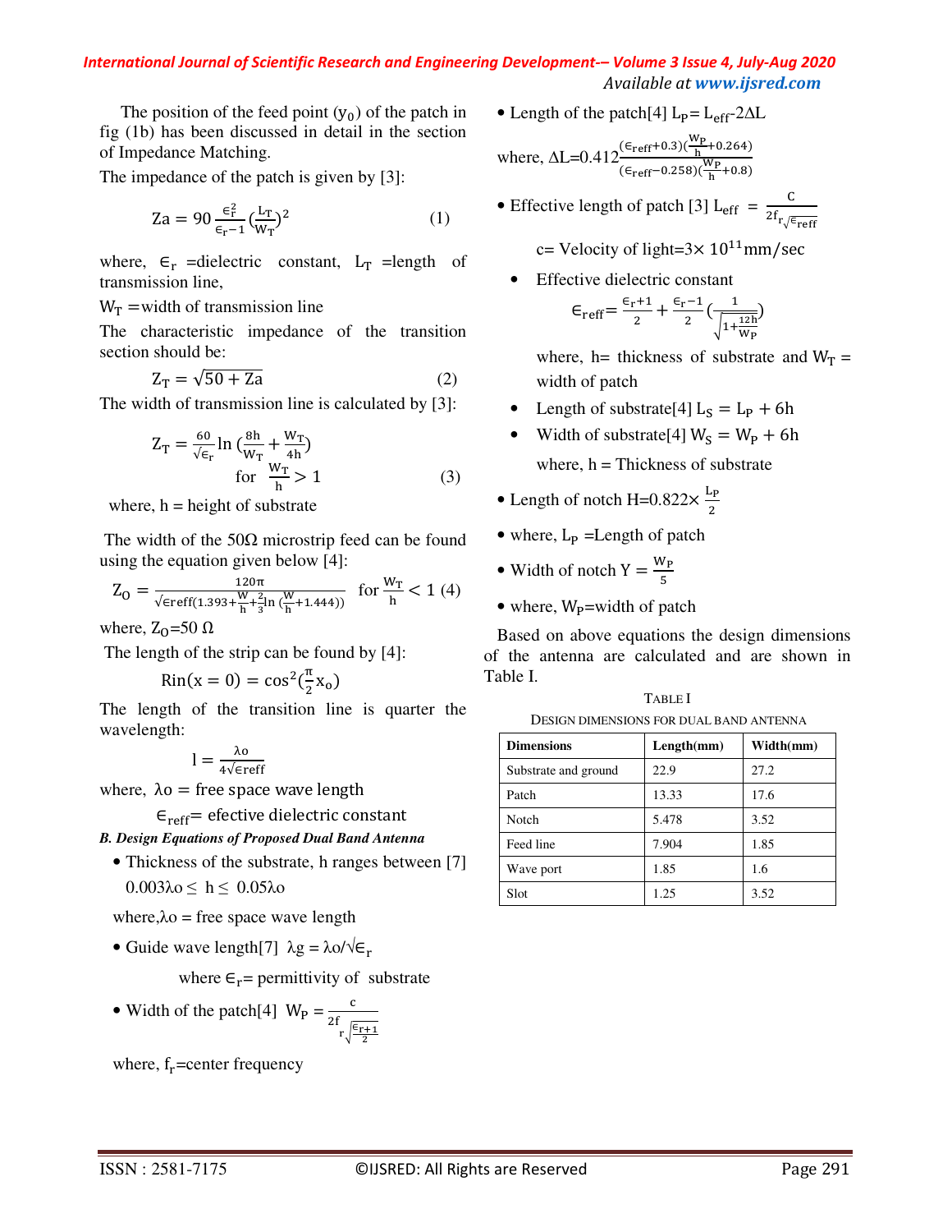The position of the feed point ($y_0$) of the patch in fig (1b) has been discussed in detail in the section of Impedance Matching.

The impedance of the patch is given by [3]:

$$Za = 90\frac{\epsilon_r^2}{\epsilon_r - 1}\left(\frac{L_T}{W_T}\right)^2 \qquad (1)$$

where, $\epsilon_r$ =dielectric constant, $L_T$ =length of transmission line,

$W_T$ =width of transmission line

The characteristic impedance of the transition section should be:

$$Z_T = \sqrt{50 + Za} \qquad (2)$$

The width of transmission line is calculated by [3]:

$$Z_T = \frac{60}{\sqrt{\epsilon_r}}\ln\left(\frac{8h}{W_T} + \frac{W_T}{4h}\right) \quad \text{for } \frac{W_T}{h} > 1 \qquad (3)$$

where, h = height of substrate

The width of the 50Ω microstrip feed can be found using the equation given below [4]:

$$Z_O = \frac{120\pi}{\sqrt{\epsilon reff}(1.393 + \frac{W}{h} + \frac{2}{3}\ln(\frac{W}{h} + 1.444))} \quad \text{for } \frac{W_T}{h} < 1 \quad (4)$$

where, $Z_O$=50 Ω

The length of the strip can be found by [4]:

$$Rin(x = 0) = \cos^2\left(\frac{\pi}{2}x_o\right)$$

The length of the transition line is quarter the wavelength:

$$l = \frac{\lambda o}{4\sqrt{\epsilon reff}}$$

where, λo = free space wave length

$\epsilon_{reff}$= efective dielectric constant

***B. Design Equations of Proposed Dual Band Antenna***

- Thickness of the substrate, h ranges between [7] $0.003\lambda o \leq h \leq 0.05\lambda o$

  where,λo = free space wave length

- Guide wave length[7] $\lambda g = \lambda o/\sqrt{\epsilon_r}$

  where $\epsilon_r$= permittivity of substrate

- Width of the patch[4] $W_P = \frac{c}{2f_r\sqrt{\frac{\epsilon_r+1}{2}}}$

  where, $f_r$=center frequency

- Length of the patch[4] $L_P = L_{eff} - 2\Delta L$

  where, $\Delta L = 0.412\frac{(\epsilon_{reff}+0.3)(\frac{W_P}{h}+0.264)}{(\epsilon_{reff}-0.258)(\frac{W_P}{h}+0.8)}$

- Effective length of patch [3] $L_{eff} = \frac{c}{2f_r\sqrt{\epsilon_{reff}}}$

  c= Velocity of light=$3\times 10^{11}$mm/sec

- Effective dielectric constant

  $$\epsilon_{reff} = \frac{\epsilon_r+1}{2} + \frac{\epsilon_r-1}{2}\left(\frac{1}{\sqrt{1+\frac{12h}{W_P}}}\right)$$

  where, h= thickness of substrate and $W_T$ = width of patch

- Length of substrate[4] $L_S = L_P + 6h$
- Width of substrate[4] $W_S = W_P + 6h$

  where, h = Thickness of substrate

- Length of notch $H = 0.822\times\frac{L_P}{2}$
- where, $L_P$ =Length of patch
- Width of notch $Y = \frac{W_P}{5}$
- where, $W_P$=width of patch

Based on above equations the design dimensions of the antenna are calculated and are shown in Table I.

TABLE I

DESIGN DIMENSIONS FOR DUAL BAND ANTENNA

| Dimensions | Length(mm) | Width(mm) |
|---|---|---|
| Substrate and ground | 22.9 | 27.2 |
| Patch | 13.33 | 17.6 |
| Notch | 5.478 | 3.52 |
| Feed line | 7.904 | 1.85 |
| Wave port | 1.85 | 1.6 |
| Slot | 1.25 | 3.52 |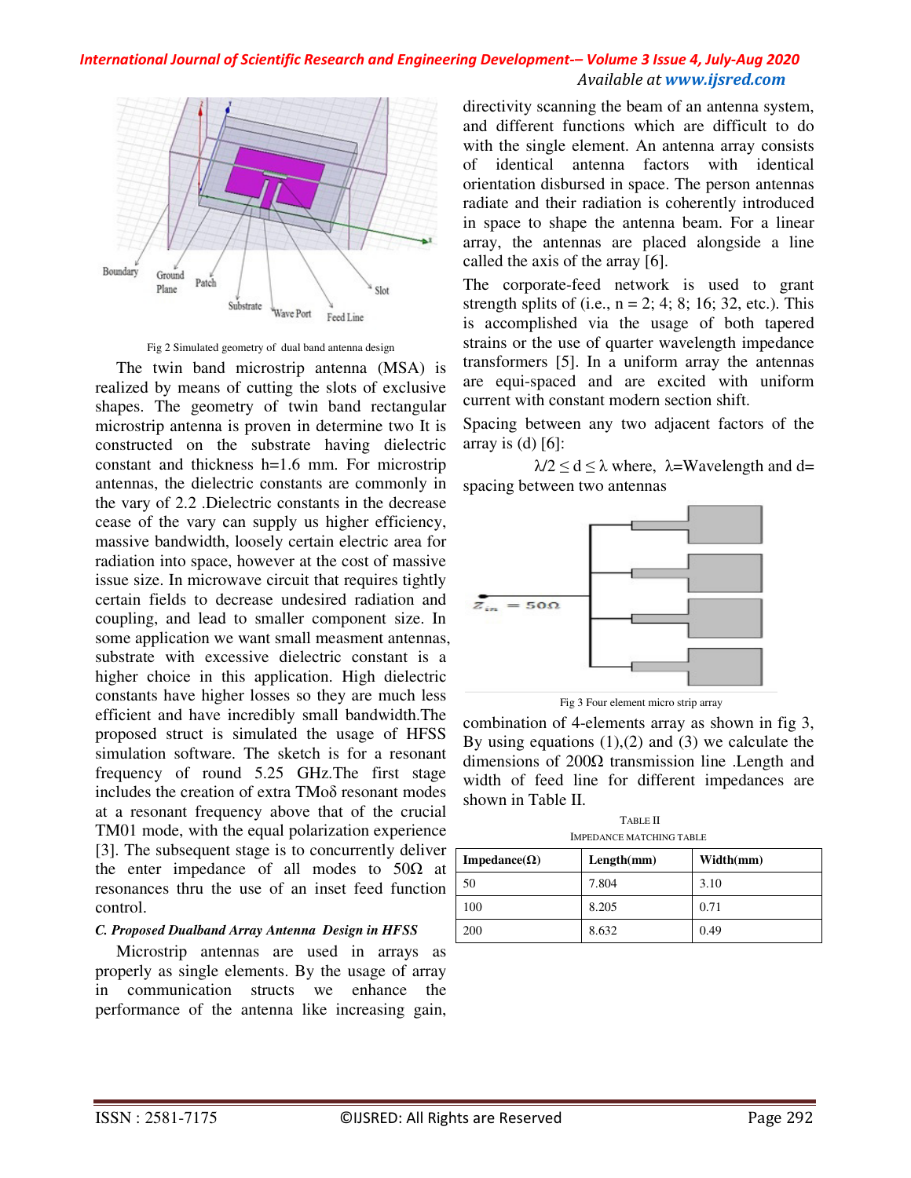Fig 2 Simulated geometry of dual band antenna design

The twin band microstrip antenna (MSA) is realized by means of cutting the slots of exclusive shapes. The geometry of twin band rectangular microstrip antenna is proven in determine two It is constructed on the substrate having dielectric constant and thickness h=1.6 mm. For microstrip antennas, the dielectric constants are commonly in the vary of 2.2 .Dielectric constants in the decrease cease of the vary can supply us higher efficiency, massive bandwidth, loosely certain electric area for radiation into space, however at the cost of massive issue size. In microwave circuit that requires tightly certain fields to decrease undesired radiation and coupling, and lead to smaller component size. In some application we want small measment antennas, substrate with excessive dielectric constant is a higher choice in this application. High dielectric constants have higher losses so they are much less efficient and have incredibly small bandwidth.The proposed struct is simulated the usage of HFSS simulation software. The sketch is for a resonant frequency of round 5.25 GHz.The first stage includes the creation of extra TMoδ resonant modes at a resonant frequency above that of the crucial TM01 mode, with the equal polarization experience [3]. The subsequent stage is to concurrently deliver the enter impedance of all modes to 50Ω at resonances thru the use of an inset feed function control.

### *C. Proposed Dualband Array Antenna Design in HFSS*

Microstrip antennas are used in arrays as properly as single elements. By the usage of array in communication structs we enhance the performance of the antenna like increasing gain, directivity scanning the beam of an antenna system, and different functions which are difficult to do with the single element. An antenna array consists of identical antenna factors with identical orientation disbursed in space. The person antennas radiate and their radiation is coherently introduced in space to shape the antenna beam. For a linear array, the antennas are placed alongside a line called the axis of the array [6].

The corporate-feed network is used to grant strength splits of (i.e., n = 2; 4; 8; 16; 32, etc.). This is accomplished via the usage of both tapered strains or the use of quarter wavelength impedance transformers [5]. In a uniform array the antennas are equi-spaced and are excited with uniform current with constant modern section shift.

Spacing between any two adjacent factors of the array is (d) [6]:

$\lambda/2 \leq d \leq \lambda$ where, λ=Wavelength and d= spacing between two antennas

Fig 3 Four element micro strip array

combination of 4-elements array as shown in fig 3, By using equations (1),(2) and (3) we calculate the dimensions of 200Ω transmission line .Length and width of feed line for different impedances are shown in Table II.

TABLE II
IMPEDANCE MATCHING TABLE

| Impedance(Ω) | Length(mm) | Width(mm) |
|---|---|---|
| 50 | 7.804 | 3.10 |
| 100 | 8.205 | 0.71 |
| 200 | 8.632 | 0.49 |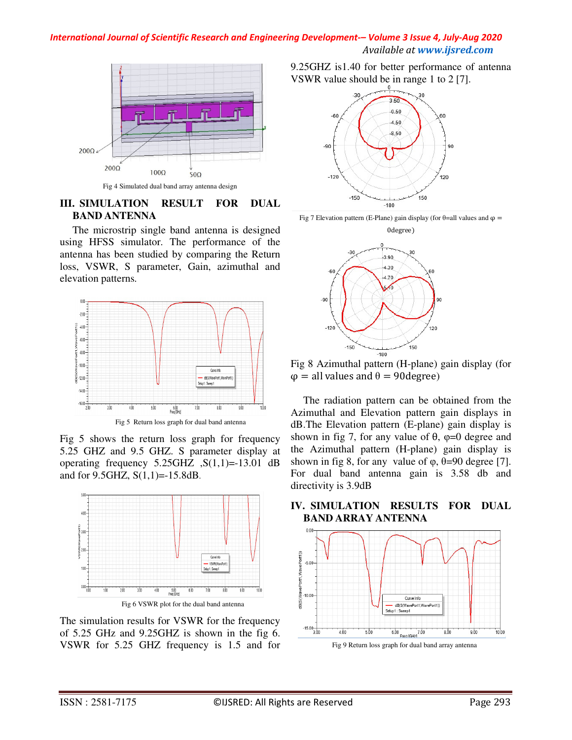Fig 4 Simulated dual band array antenna design

## III. SIMULATION RESULT FOR DUAL BAND ANTENNA

The microstrip single band antenna is designed using HFSS simulator. The performance of the antenna has been studied by comparing the Return loss, VSWR, S parameter, Gain, azimuthal and elevation patterns.

Fig 5 Return loss graph for dual band antenna

Fig 5 shows the return loss graph for frequency 5.25 GHZ and 9.5 GHZ. S parameter display at operating frequency 5.25GHZ ,S(1,1)=-13.01 dB and for 9.5GHZ, S(1,1)=-15.8dB.

Fig 6 VSWR plot for the dual band antenna

The simulation results for VSWR for the frequency of 5.25 GHz and 9.25GHZ is shown in the fig 6. VSWR for 5.25 GHZ frequency is 1.5 and for 9.25GHZ is1.40 for better performance of antenna VSWR value should be in range 1 to 2 [7].

Fig 7 Elevation pattern (E-Plane) gain display (for θ=all values and φ = 0degree)

Fig 8 Azimuthal pattern (H-plane) gain display (for φ = all values and θ = 90degree)

The radiation pattern can be obtained from the Azimuthal and Elevation pattern gain displays in dB.The Elevation pattern (E-plane) gain display is shown in fig 7, for any value of θ, φ=0 degree and the Azimuthal pattern (H-plane) gain display is shown in fig 8, for any value of φ, θ=90 degree [7]. For dual band antenna gain is 3.58 db and directivity is 3.9dB

## IV. SIMULATION RESULTS FOR DUAL BAND ARRAY ANTENNA

Fig 9 Return loss graph for dual band array antenna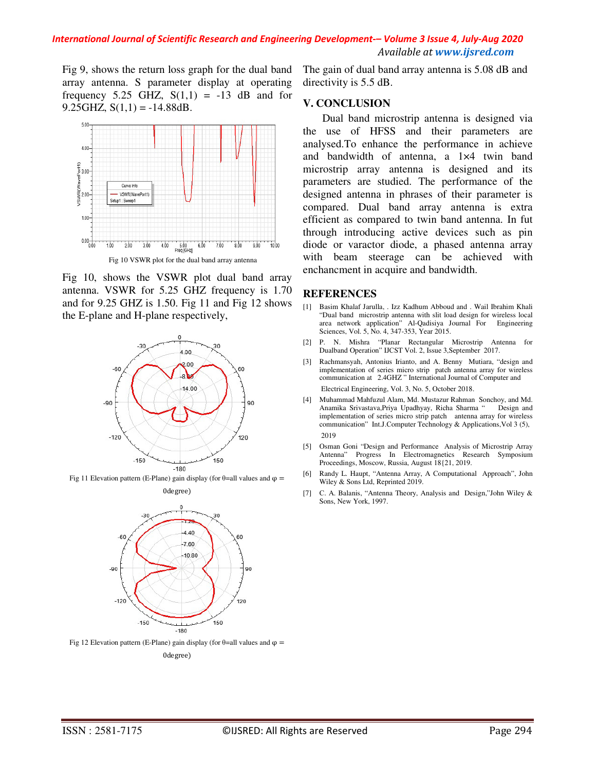Fig 9, shows the return loss graph for the dual band array antenna. S parameter display at operating frequency 5.25 GHZ, S(1,1) = -13 dB and for 9.25GHZ, S(1,1) = -14.88dB.

5.00
4.00
3.00
2.00
1.00
0.00
VSWR(WavePort1)
Curve Info
VSWR(WavePort1)
Setup1 : Sweep1
0.00 1.00 2.00 3.00 4.00 5.00 6.00 7.00 8.00 9.00 10.00
Freq [GHz]

Fig 10 VSWR plot for the dual band array antenna

Fig 10, shows the VSWR plot dual band array antenna. VSWR for 5.25 GHZ frequency is 1.70 and for 9.25 GHZ is 1.50. Fig 11 and Fig 12 shows the E-plane and H-plane respectively,

0
-30
30
-60
60
-90
90
-120
120
-150
150
-180
4.00
-2.00
-8.00
-14.00

Fig 11 Elevation pattern (E-Plane) gain display (for θ=all values and φ = 0degree)

0
-30
30
-60
60
-90
90
-120
120
-150
150
-180
-1.20
-4.40
-7.60
-10.80

Fig 12 Elevation pattern (E-Plane) gain display (for θ=all values and φ = 0degree)

The gain of dual band array antenna is 5.08 dB and directivity is 5.5 dB.

## V. CONCLUSION

Dual band microstrip antenna is designed via the use of HFSS and their parameters are analysed.To enhance the performance in achieve and bandwidth of antenna, a 1×4 twin band microstrip array antenna is designed and its parameters are studied. The performance of the designed antenna in phrases of their parameter is compared. Dual band array antenna is extra efficient as compared to twin band antenna. In fut through introducing active devices such as pin diode or varactor diode, a phased antenna array with beam steerage can be achieved with enchancment in acquire and bandwidth.

## REFERENCES

[1] Basim Khalaf Jarulla, . Izz Kadhum Abboud and . Wail Ibrahim Khali "Dual band microstrip antenna with slit load design for wireless local area network application" Al-Qadisiya Journal For Engineering Sciences, Vol. 5, No. 4, 347-353, Year 2015.

[2] P. N. Mishra "Planar Rectangular Microstrip Antenna for Dualband Operation" IJCST Vol. 2, Issue 3,September 2017.

[3] Rachmansyah, Antonius Irianto, and A. Benny Mutiara, "design and implementation of series micro strip patch antenna array for wireless communication at 2.4GHZ " International Journal of Computer and Electrical Engineering, Vol. 3, No. 5, October 2018.

[4] Muhammad Mahfuzul Alam, Md. Mustazur Rahman Sonchoy, and Md. Anamika Srivastava,Priya Upadhyay, Richa Sharma " Design and implementation of series micro strip patch antenna array for wireless communication" Int.J.Computer Technology & Applications,Vol 3 (5), 2019

[5] Osman Goni "Design and Performance Analysis of Microstrip Array Antenna" Progress In Electromagnetics Research Symposium Proceedings, Moscow, Russia, August 18{21, 2019.

[6] Randy L. Haupt, "Antenna Array, A Computational Approach", John Wiley & Sons Ltd, Reprinted 2019.

[7] C. A. Balanis, "Antenna Theory, Analysis and Design,"John Wiley & Sons, New York, 1997.